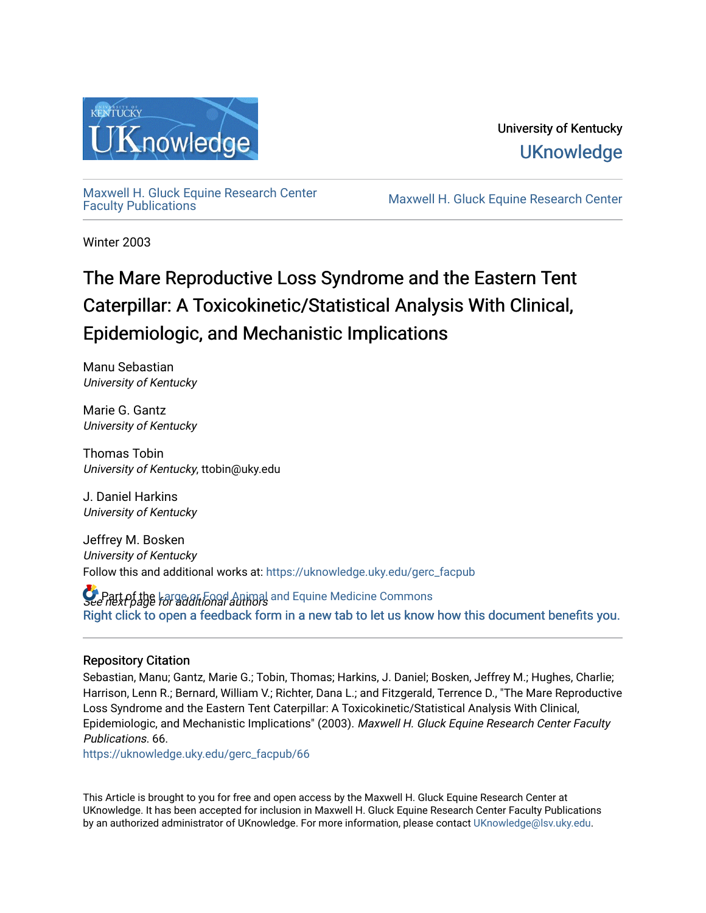University of Kentucky

UKnowledge

Maxwell H. Gluck Equine Research Center Faculty Publications

Maxwell H. Gluck Equine Research Center

Winter 2003

# The Mare Reproductive Loss Syndrome and the Eastern Tent Caterpillar: A Toxicokinetic/Statistical Analysis With Clinical, Epidemiologic, and Mechanistic Implications

Manu Sebastian
*University of Kentucky*

Marie G. Gantz
*University of Kentucky*

Thomas Tobin
*University of Kentucky*, ttobin@uky.edu

J. Daniel Harkins
*University of Kentucky*

Jeffrey M. Bosken
*University of Kentucky*

*See next page for additional authors*

Follow this and additional works at: https://uknowledge.uky.edu/gerc_facpub

Part of the Large or Food Animal and Equine Medicine Commons

Right click to open a feedback form in a new tab to let us know how this document benefits you.

## Repository Citation

Sebastian, Manu; Gantz, Marie G.; Tobin, Thomas; Harkins, J. Daniel; Bosken, Jeffrey M.; Hughes, Charlie; Harrison, Lenn R.; Bernard, William V.; Richter, Dana L.; and Fitzgerald, Terrence D., "The Mare Reproductive Loss Syndrome and the Eastern Tent Caterpillar: A Toxicokinetic/Statistical Analysis With Clinical, Epidemiologic, and Mechanistic Implications" (2003). *Maxwell H. Gluck Equine Research Center Faculty Publications*. 66.
https://uknowledge.uky.edu/gerc_facpub/66

This Article is brought to you for free and open access by the Maxwell H. Gluck Equine Research Center at UKnowledge. It has been accepted for inclusion in Maxwell H. Gluck Equine Research Center Faculty Publications by an authorized administrator of UKnowledge. For more information, please contact UKnowledge@lsv.uky.edu.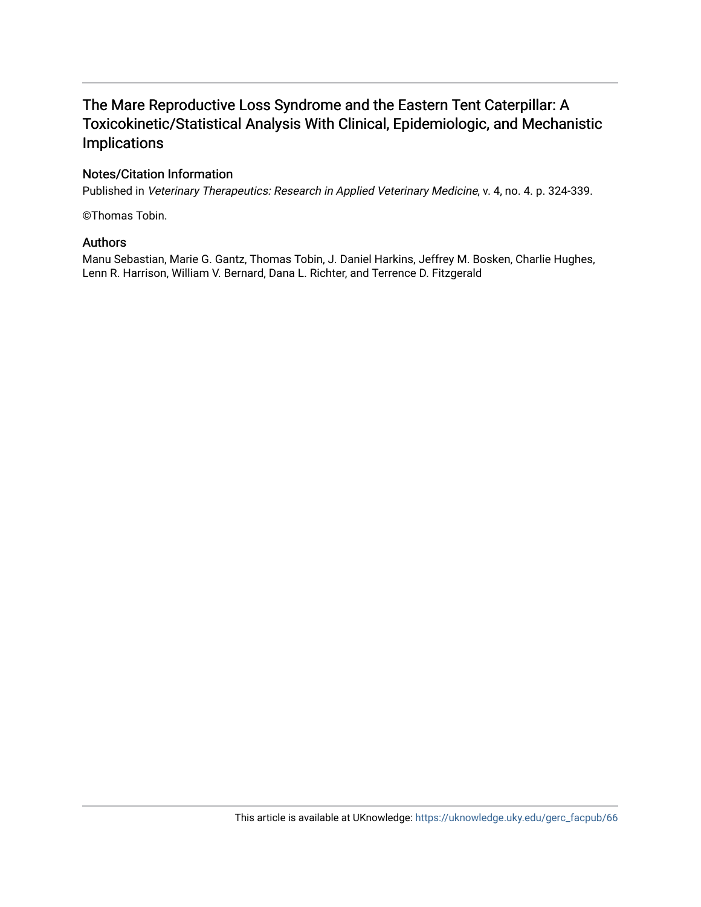# The Mare Reproductive Loss Syndrome and the Eastern Tent Caterpillar: A Toxicokinetic/Statistical Analysis With Clinical, Epidemiologic, and Mechanistic Implications

## Notes/Citation Information

Published in *Veterinary Therapeutics: Research in Applied Veterinary Medicine*, v. 4, no. 4. p. 324-339.

©Thomas Tobin.

## Authors

Manu Sebastian, Marie G. Gantz, Thomas Tobin, J. Daniel Harkins, Jeffrey M. Bosken, Charlie Hughes, Lenn R. Harrison, William V. Bernard, Dana L. Richter, and Terrence D. Fitzgerald

This article is available at UKnowledge: https://uknowledge.uky.edu/gerc_facpub/66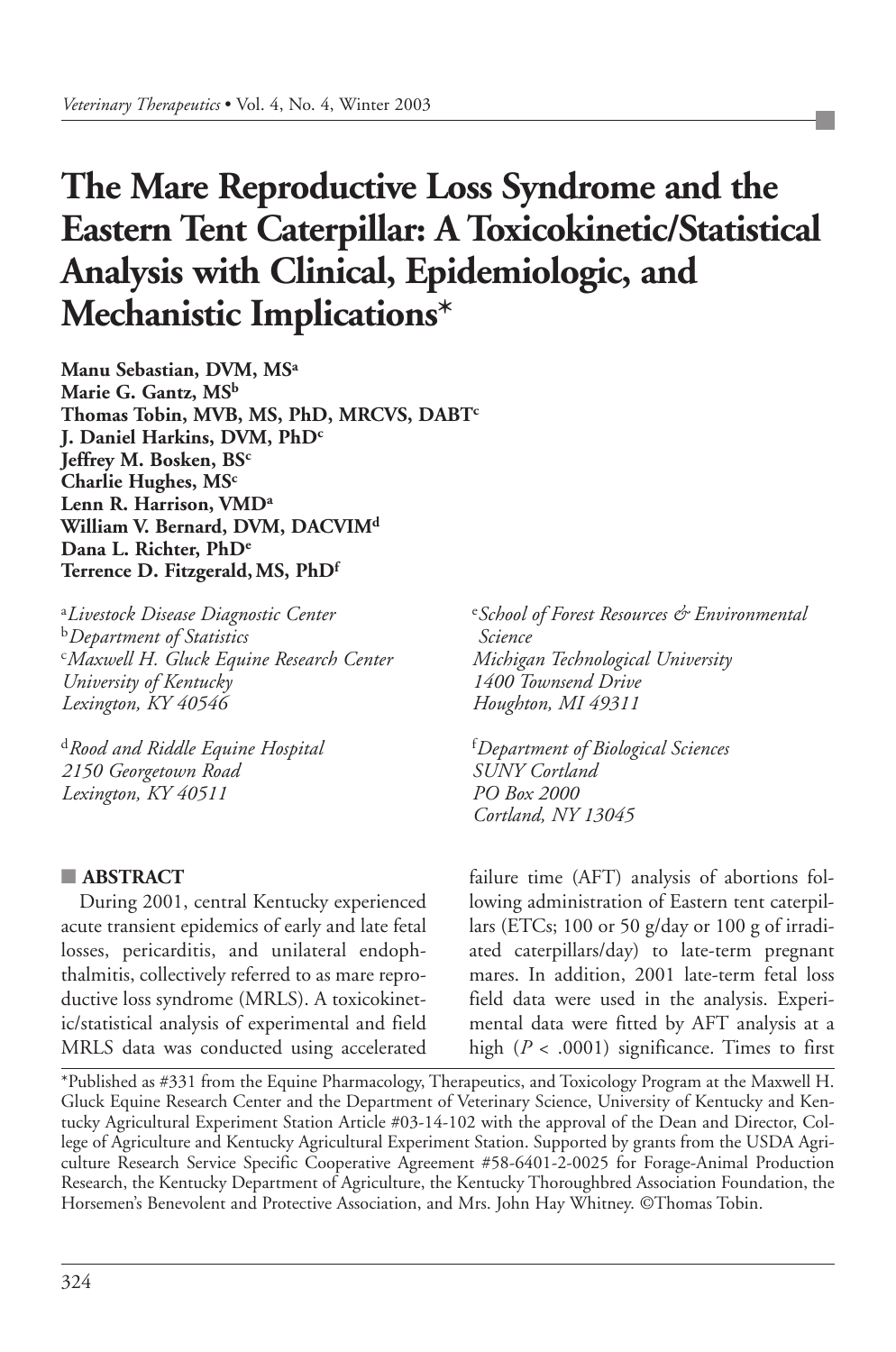# The Mare Reproductive Loss Syndrome and the Eastern Tent Caterpillar: A Toxicokinetic/Statistical Analysis with Clinical, Epidemiologic, and Mechanistic Implications*

**Manu Sebastian, DVM, MS[a]**
**Marie G. Gantz, MS[b]**
**Thomas Tobin, MVB, MS, PhD, MRCVS, DABT[c]**
**J. Daniel Harkins, DVM, PhD[c]**
**Jeffrey M. Bosken, BS[c]**
**Charlie Hughes, MS[c]**
**Lenn R. Harrison, VMD[a]**
**William V. Bernard, DVM, DACVIM[d]**
**Dana L. Richter, PhD[e]**
**Terrence D. Fitzgerald, MS, PhD[f]**

[a]*Livestock Disease Diagnostic Center*
[b]*Department of Statistics*
[c]*Maxwell H. Gluck Equine Research Center*
*University of Kentucky*
*Lexington, KY 40546*

[d]*Rood and Riddle Equine Hospital*
*2150 Georgetown Road*
*Lexington, KY 40511*

[e]*School of Forest Resources & Environmental Science*
*Michigan Technological University*
*1400 Townsend Drive*
*Houghton, MI 49311*

[f]*Department of Biological Sciences*
*SUNY Cortland*
*PO Box 2000*
*Cortland, NY 13045*

## ABSTRACT

During 2001, central Kentucky experienced acute transient epidemics of early and late fetal losses, pericarditis, and unilateral endophthalmitis, collectively referred to as mare reproductive loss syndrome (MRLS). A toxicokinetic/statistical analysis of experimental and field MRLS data was conducted using accelerated failure time (AFT) analysis of abortions following administration of Eastern tent caterpillars (ETCs; 100 or 50 g/day or 100 g of irradiated caterpillars/day) to late-term pregnant mares. In addition, 2001 late-term fetal loss field data were used in the analysis. Experimental data were fitted by AFT analysis at a high ($P < .0001$) significance. Times to first

*Published as #331 from the Equine Pharmacology, Therapeutics, and Toxicology Program at the Maxwell H. Gluck Equine Research Center and the Department of Veterinary Science, University of Kentucky and Kentucky Agricultural Experiment Station Article #03-14-102 with the approval of the Dean and Director, College of Agriculture and Kentucky Agricultural Experiment Station. Supported by grants from the USDA Agriculture Research Service Specific Cooperative Agreement #58-6401-2-0025 for Forage-Animal Production Research, the Kentucky Department of Agriculture, the Kentucky Thoroughbred Association Foundation, the Horsemen's Benevolent and Protective Association, and Mrs. John Hay Whitney. ©Thomas Tobin.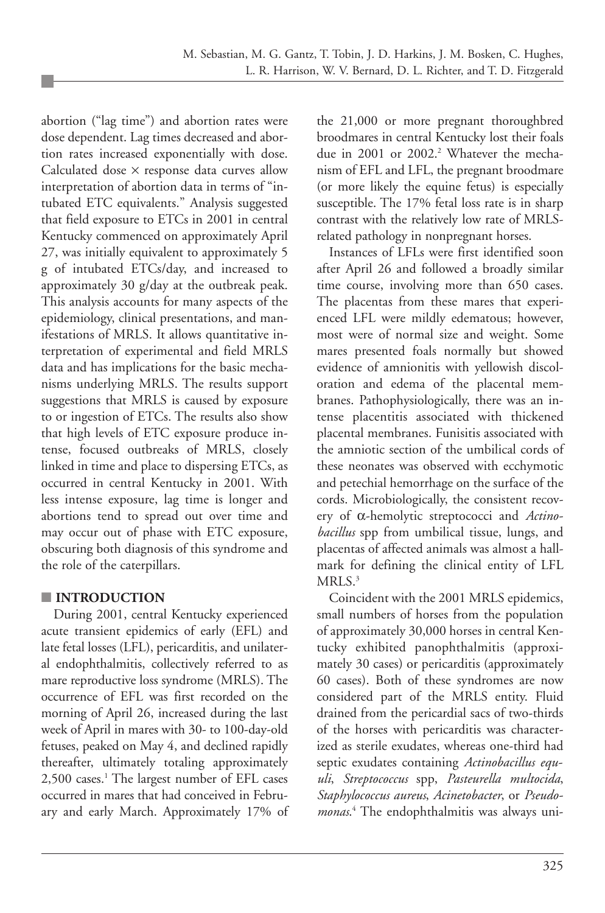abortion ("lag time") and abortion rates were dose dependent. Lag times decreased and abortion rates increased exponentially with dose. Calculated dose × response data curves allow interpretation of abortion data in terms of "intubated ETC equivalents." Analysis suggested that field exposure to ETCs in 2001 in central Kentucky commenced on approximately April 27, was initially equivalent to approximately 5 g of intubated ETCs/day, and increased to approximately 30 g/day at the outbreak peak. This analysis accounts for many aspects of the epidemiology, clinical presentations, and manifestations of MRLS. It allows quantitative interpretation of experimental and field MRLS data and has implications for the basic mechanisms underlying MRLS. The results support suggestions that MRLS is caused by exposure to or ingestion of ETCs. The results also show that high levels of ETC exposure produce intense, focused outbreaks of MRLS, closely linked in time and place to dispersing ETCs, as occurred in central Kentucky in 2001. With less intense exposure, lag time is longer and abortions tend to spread out over time and may occur out of phase with ETC exposure, obscuring both diagnosis of this syndrome and the role of the caterpillars.

## INTRODUCTION

During 2001, central Kentucky experienced acute transient epidemics of early (EFL) and late fetal losses (LFL), pericarditis, and unilateral endophthalmitis, collectively referred to as mare reproductive loss syndrome (MRLS). The occurrence of EFL was first recorded on the morning of April 26, increased during the last week of April in mares with 30- to 100-day-old fetuses, peaked on May 4, and declined rapidly thereafter, ultimately totaling approximately 2,500 cases.[1] The largest number of EFL cases occurred in mares that had conceived in February and early March. Approximately 17% of the 21,000 or more pregnant thoroughbred broodmares in central Kentucky lost their foals due in 2001 or 2002.[2] Whatever the mechanism of EFL and LFL, the pregnant broodmare (or more likely the equine fetus) is especially susceptible. The 17% fetal loss rate is in sharp contrast with the relatively low rate of MRLS-related pathology in nonpregnant horses.

Instances of LFLs were first identified soon after April 26 and followed a broadly similar time course, involving more than 650 cases. The placentas from these mares that experienced LFL were mildly edematous; however, most were of normal size and weight. Some mares presented foals normally but showed evidence of amnionitis with yellowish discoloration and edema of the placental membranes. Pathophysiologically, there was an intense placentitis associated with thickened placental membranes. Funisitis associated with the amniotic section of the umbilical cords of these neonates was observed with ecchymotic and petechial hemorrhage on the surface of the cords. Microbiologically, the consistent recovery of α-hemolytic streptococci and *Actinobacillus* spp from umbilical tissue, lungs, and placentas of affected animals was almost a hallmark for defining the clinical entity of LFL MRLS.[3]

Coincident with the 2001 MRLS epidemics, small numbers of horses from the population of approximately 30,000 horses in central Kentucky exhibited panophthalmitis (approximately 30 cases) or pericarditis (approximately 60 cases). Both of these syndromes are now considered part of the MRLS entity. Fluid drained from the pericardial sacs of two-thirds of the horses with pericarditis was characterized as sterile exudates, whereas one-third had septic exudates containing *Actinobacillus equuli*, *Streptococcus* spp, *Pasteurella multocida*, *Staphylococcus aureus*, *Acinetobacter*, or *Pseudomonas*.[4] The endophthalmitis was always uni-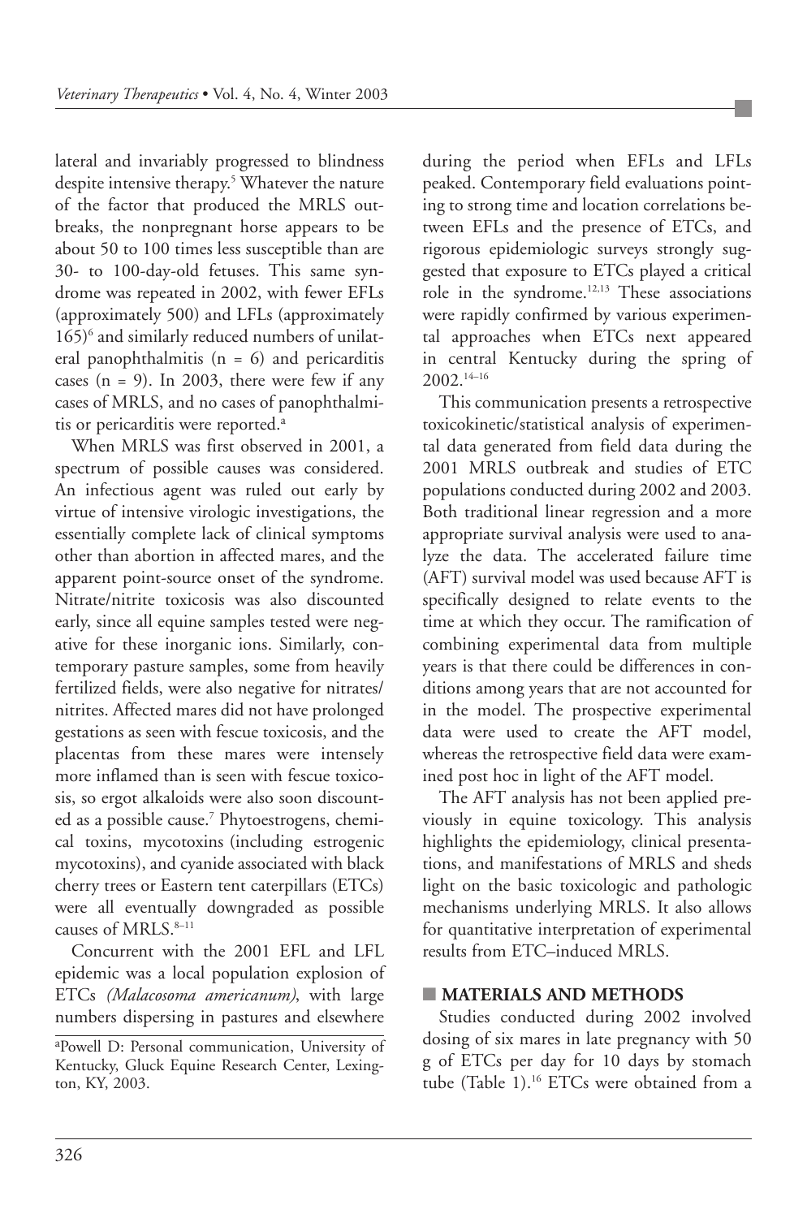lateral and invariably progressed to blindness despite intensive therapy.[5] Whatever the nature of the factor that produced the MRLS outbreaks, the nonpregnant horse appears to be about 50 to 100 times less susceptible than are 30- to 100-day-old fetuses. This same syndrome was repeated in 2002, with fewer EFLs (approximately 500) and LFLs (approximately 165)[6] and similarly reduced numbers of unilateral panophthalmitis (n = 6) and pericarditis cases (n = 9). In 2003, there were few if any cases of MRLS, and no cases of panophthalmitis or pericarditis were reported.[a]

When MRLS was first observed in 2001, a spectrum of possible causes was considered. An infectious agent was ruled out early by virtue of intensive virologic investigations, the essentially complete lack of clinical symptoms other than abortion in affected mares, and the apparent point-source onset of the syndrome. Nitrate/nitrite toxicosis was also discounted early, since all equine samples tested were negative for these inorganic ions. Similarly, contemporary pasture samples, some from heavily fertilized fields, were also negative for nitrates/nitrites. Affected mares did not have prolonged gestations as seen with fescue toxicosis, and the placentas from these mares were intensely more inflamed than is seen with fescue toxicosis, so ergot alkaloids were also soon discounted as a possible cause.[7] Phytoestrogens, chemical toxins, mycotoxins (including estrogenic mycotoxins), and cyanide associated with black cherry trees or Eastern tent caterpillars (ETCs) were all eventually downgraded as possible causes of MRLS.[8–11]

Concurrent with the 2001 EFL and LFL epidemic was a local population explosion of ETCs *(Malacosoma americanum)*, with large numbers dispersing in pastures and elsewhere during the period when EFLs and LFLs peaked. Contemporary field evaluations pointing to strong time and location correlations between EFLs and the presence of ETCs, and rigorous epidemiologic surveys strongly suggested that exposure to ETCs played a critical role in the syndrome.[12,13] These associations were rapidly confirmed by various experimental approaches when ETCs next appeared in central Kentucky during the spring of 2002.[14–16]

This communication presents a retrospective toxicokinetic/statistical analysis of experimental data generated from field data during the 2001 MRLS outbreak and studies of ETC populations conducted during 2002 and 2003. Both traditional linear regression and a more appropriate survival analysis were used to analyze the data. The accelerated failure time (AFT) survival model was used because AFT is specifically designed to relate events to the time at which they occur. The ramification of combining experimental data from multiple years is that there could be differences in conditions among years that are not accounted for in the model. The prospective experimental data were used to create the AFT model, whereas the retrospective field data were examined post hoc in light of the AFT model.

The AFT analysis has not been applied previously in equine toxicology. This analysis highlights the epidemiology, clinical presentations, and manifestations of MRLS and sheds light on the basic toxicologic and pathologic mechanisms underlying MRLS. It also allows for quantitative interpretation of experimental results from ETC–induced MRLS.

## MATERIALS AND METHODS

Studies conducted during 2002 involved dosing of six mares in late pregnancy with 50 g of ETCs per day for 10 days by stomach tube (Table 1).[16] ETCs were obtained from a

[a]Powell D: Personal communication, University of Kentucky, Gluck Equine Research Center, Lexington, KY, 2003.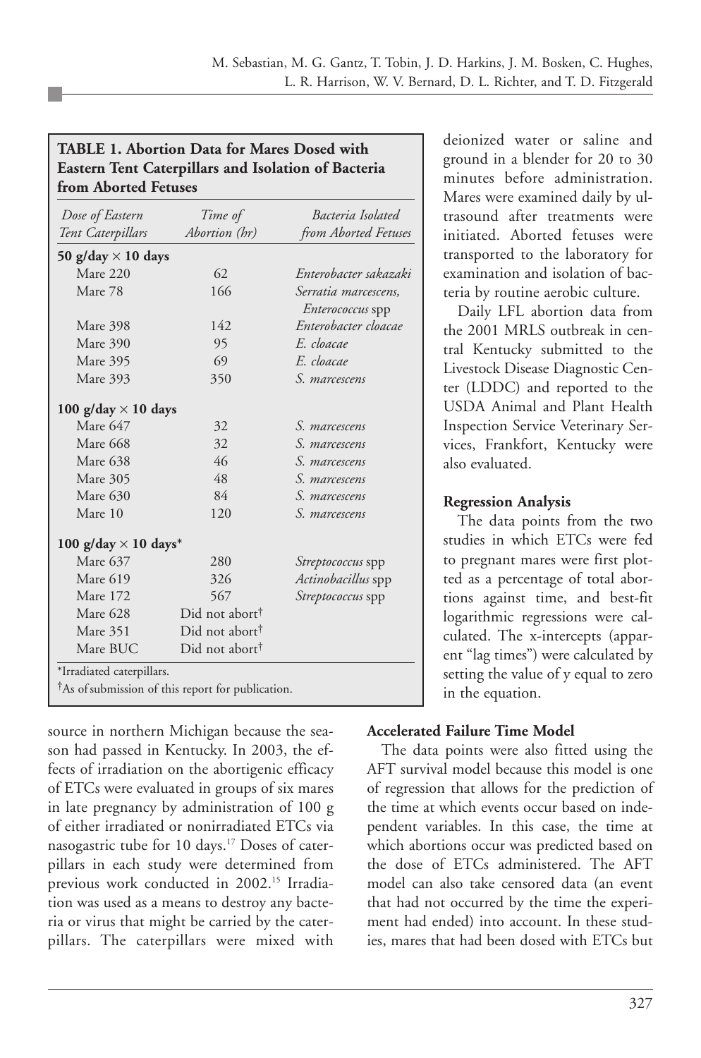**TABLE 1. Abortion Data for Mares Dosed with Eastern Tent Caterpillars and Isolation of Bacteria from Aborted Fetuses**

| *Dose of Eastern Tent Caterpillars* | *Time of Abortion (hr)* | *Bacteria Isolated from Aborted Fetuses* |
|---|---|---|
| **50 g/day × 10 days** | | |
| Mare 220 | 62 | *Enterobacter sakazaki* |
| Mare 78 | 166 | *Serratia marcescens, Enterococcus* spp |
| Mare 398 | 142 | *Enterobacter cloacae* |
| Mare 390 | 95 | *E. cloacae* |
| Mare 395 | 69 | *E. cloacae* |
| Mare 393 | 350 | *S. marcescens* |
| **100 g/day × 10 days** | | |
| Mare 647 | 32 | *S. marcescens* |
| Mare 668 | 32 | *S. marcescens* |
| Mare 638 | 46 | *S. marcescens* |
| Mare 305 | 48 | *S. marcescens* |
| Mare 630 | 84 | *S. marcescens* |
| Mare 10 | 120 | *S. marcescens* |
| **100 g/day × 10 days*** | | |
| Mare 637 | 280 | *Streptococcus* spp |
| Mare 619 | 326 | *Actinobacillus* spp |
| Mare 172 | 567 | *Streptococcus* spp |
| Mare 628 | Did not abort† | |
| Mare 351 | Did not abort† | |
| Mare BUC | Did not abort† | |

*Irradiated caterpillars.

†As of submission of this report for publication.

source in northern Michigan because the season had passed in Kentucky. In 2003, the effects of irradiation on the abortigenic efficacy of ETCs were evaluated in groups of six mares in late pregnancy by administration of 100 g of either irradiated or nonirradiated ETCs via nasogastric tube for 10 days.[17] Doses of caterpillars in each study were determined from previous work conducted in 2002.[15] Irradiation was used as a means to destroy any bacteria or virus that might be carried by the caterpillars. The caterpillars were mixed with deionized water or saline and ground in a blender for 20 to 30 minutes before administration. Mares were examined daily by ultrasound after treatments were initiated. Aborted fetuses were transported to the laboratory for examination and isolation of bacteria by routine aerobic culture.

Daily LFL abortion data from the 2001 MRLS outbreak in central Kentucky submitted to the Livestock Disease Diagnostic Center (LDDC) and reported to the USDA Animal and Plant Health Inspection Service Veterinary Services, Frankfort, Kentucky were also evaluated.

### Regression Analysis

The data points from the two studies in which ETCs were fed to pregnant mares were first plotted as a percentage of total abortions against time, and best-fit logarithmic regressions were calculated. The x-intercepts (apparent "lag times") were calculated by setting the value of y equal to zero in the equation.

### Accelerated Failure Time Model

The data points were also fitted using the AFT survival model because this model is one of regression that allows for the prediction of the time at which events occur based on independent variables. In this case, the time at which abortions occur was predicted based on the dose of ETCs administered. The AFT model can also take censored data (an event that had not occurred by the time the experiment had ended) into account. In these studies, mares that had been dosed with ETCs but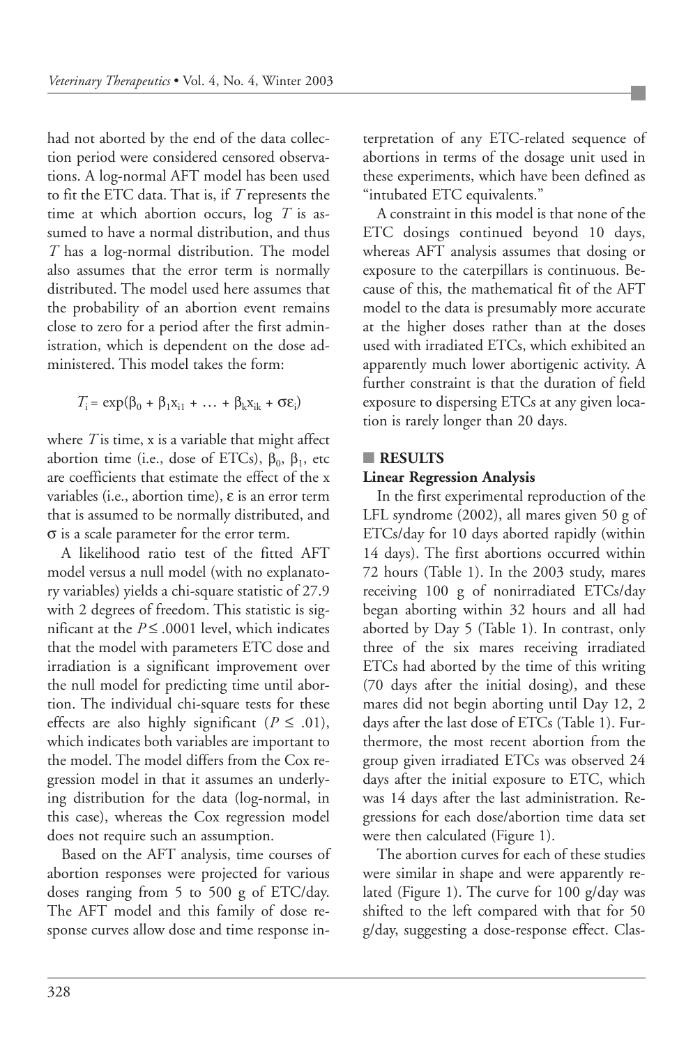had not aborted by the end of the data collection period were considered censored observations. A log-normal AFT model has been used to fit the ETC data. That is, if $T$ represents the time at which abortion occurs, log $T$ is assumed to have a normal distribution, and thus $T$ has a log-normal distribution. The model also assumes that the error term is normally distributed. The model used here assumes that the probability of an abortion event remains close to zero for a period after the first administration, which is dependent on the dose administered. This model takes the form:

$$T_i = \exp(\beta_0 + \beta_1 x_{i1} + \ldots + \beta_k x_{ik} + \sigma\varepsilon_i)$$

where $T$ is time, x is a variable that might affect abortion time (i.e., dose of ETCs), $\beta_0$, $\beta_1$, etc are coefficients that estimate the effect of the x variables (i.e., abortion time), $\varepsilon$ is an error term that is assumed to be normally distributed, and $\sigma$ is a scale parameter for the error term.

A likelihood ratio test of the fitted AFT model versus a null model (with no explanatory variables) yields a chi-square statistic of 27.9 with 2 degrees of freedom. This statistic is significant at the $P \leq .0001$ level, which indicates that the model with parameters ETC dose and irradiation is a significant improvement over the null model for predicting time until abortion. The individual chi-square tests for these effects are also highly significant ($P \leq .01$), which indicates both variables are important to the model. The model differs from the Cox regression model in that it assumes an underlying distribution for the data (log-normal, in this case), whereas the Cox regression model does not require such an assumption.

Based on the AFT analysis, time courses of abortion responses were projected for various doses ranging from 5 to 500 g of ETC/day. The AFT model and this family of dose response curves allow dose and time response interpretation of any ETC-related sequence of abortions in terms of the dosage unit used in these experiments, which have been defined as "intubated ETC equivalents."

A constraint in this model is that none of the ETC dosings continued beyond 10 days, whereas AFT analysis assumes that dosing or exposure to the caterpillars is continuous. Because of this, the mathematical fit of the AFT model to the data is presumably more accurate at the higher doses rather than at the doses used with irradiated ETCs, which exhibited an apparently much lower abortigenic activity. A further constraint is that the duration of field exposure to dispersing ETCs at any given location is rarely longer than 20 days.

## RESULTS

### Linear Regression Analysis

In the first experimental reproduction of the LFL syndrome (2002), all mares given 50 g of ETCs/day for 10 days aborted rapidly (within 14 days). The first abortions occurred within 72 hours (Table 1). In the 2003 study, mares receiving 100 g of nonirradiated ETCs/day began aborting within 32 hours and all had aborted by Day 5 (Table 1). In contrast, only three of the six mares receiving irradiated ETCs had aborted by the time of this writing (70 days after the initial dosing), and these mares did not begin aborting until Day 12, 2 days after the last dose of ETCs (Table 1). Furthermore, the most recent abortion from the group given irradiated ETCs was observed 24 days after the initial exposure to ETC, which was 14 days after the last administration. Regressions for each dose/abortion time data set were then calculated (Figure 1).

The abortion curves for each of these studies were similar in shape and were apparently related (Figure 1). The curve for 100 g/day was shifted to the left compared with that for 50 g/day, suggesting a dose-response effect. Clas-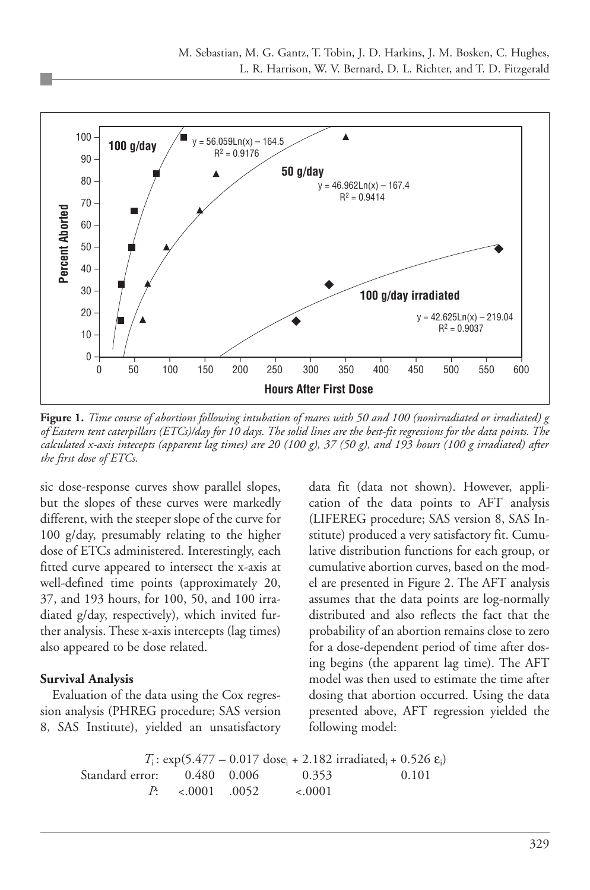**Figure 1.** *Time course of abortions following intubation of mares with 50 and 100 (nonirradiated or irradiated) g of Eastern tent caterpillars (ETCs)/day for 10 days. The solid lines are the best-fit regressions for the data points. The calculated x-axis intecepts (apparent lag times) are 20 (100 g), 37 (50 g), and 193 hours (100 g irradiated) after the first dose of ETCs.*

sic dose-response curves show parallel slopes, but the slopes of these curves were markedly different, with the steeper slope of the curve for 100 g/day, presumably relating to the higher dose of ETCs administered. Interestingly, each fitted curve appeared to intersect the x-axis at well-defined time points (approximately 20, 37, and 193 hours, for 100, 50, and 100 irradiated g/day, respectively), which invited further analysis. These x-axis intercepts (lag times) also appeared to be dose related.

**Survival Analysis**

Evaluation of the data using the Cox regression analysis (PHREG procedure; SAS version 8, SAS Institute), yielded an unsatisfactory data fit (data not shown). However, application of the data points to AFT analysis (LIFEREG procedure; SAS version 8, SAS Institute) produced a very satisfactory fit. Cumulative distribution functions for each group, or cumulative abortion curves, based on the model are presented in Figure 2. The AFT analysis assumes that the data points are log-normally distributed and also reflects the fact that the probability of an abortion remains close to zero for a dose-dependent period of time after dosing begins (the apparent lag time). The AFT model was then used to estimate the time after dosing that abortion occurred. Using the data presented above, AFT regression yielded the following model:

$$T_i: \exp(5.477 - 0.017\ \text{dose}_i + 2.182\ \text{irradiated}_i + 0.526\ \varepsilon_i)$$

| | | | | |
|---|---|---|---|---|
| Standard error: | 0.480 | 0.006 | 0.353 | 0.101 |
| *P*: | <.0001 | .0052 | <.0001 | |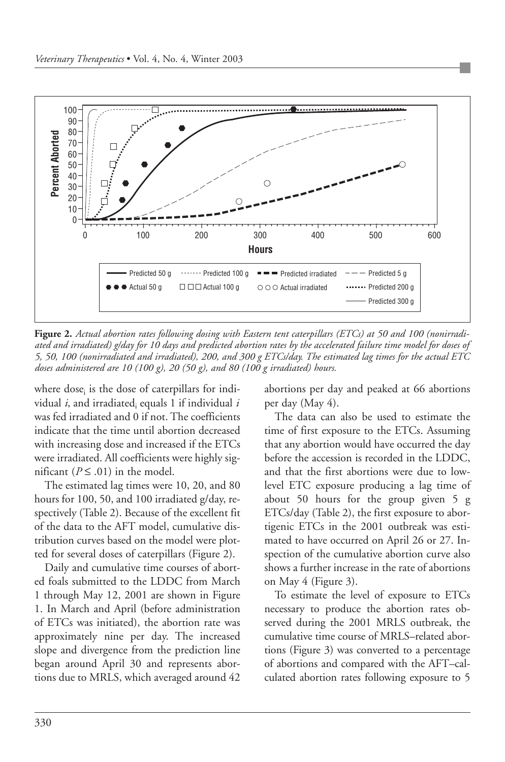**Figure 2.** *Actual abortion rates following dosing with Eastern tent caterpillars (ETCs) at 50 and 100 (nonirradiated and irradiated) g/day for 10 days and predicted abortion rates by the accelerated failure time model for doses of 5, 50, 100 (nonirradiated and irradiated), 200, and 300 g ETCs/day. The estimated lag times for the actual ETC doses administered are 10 (100 g), 20 (50 g), and 80 (100 g irradiated) hours.*

where $dose_i$ is the dose of caterpillars for individual $i$, and $irradiated_i$ equals 1 if individual $i$ was fed irradiated and 0 if not. The coefficients indicate that the time until abortion decreased with increasing dose and increased if the ETCs were irradiated. All coefficients were highly significant ($P \leq .01$) in the model.

The estimated lag times were 10, 20, and 80 hours for 100, 50, and 100 irradiated g/day, respectively (Table 2). Because of the excellent fit of the data to the AFT model, cumulative distribution curves based on the model were plotted for several doses of caterpillars (Figure 2).

Daily and cumulative time courses of aborted foals submitted to the LDDC from March 1 through May 12, 2001 are shown in Figure 1. In March and April (before administration of ETCs was initiated), the abortion rate was approximately nine per day. The increased slope and divergence from the prediction line began around April 30 and represents abortions due to MRLS, which averaged around 42 abortions per day and peaked at 66 abortions per day (May 4).

The data can also be used to estimate the time of first exposure to the ETCs. Assuming that any abortion would have occurred the day before the accession is recorded in the LDDC, and that the first abortions were due to low-level ETC exposure producing a lag time of about 50 hours for the group given 5 g ETCs/day (Table 2), the first exposure to abortigenic ETCs in the 2001 outbreak was estimated to have occurred on April 26 or 27. Inspection of the cumulative abortion curve also shows a further increase in the rate of abortions on May 4 (Figure 3).

To estimate the level of exposure to ETCs necessary to produce the abortion rates observed during the 2001 MRLS outbreak, the cumulative time course of MRLS–related abortions (Figure 3) was converted to a percentage of abortions and compared with the AFT–calculated abortion rates following exposure to 5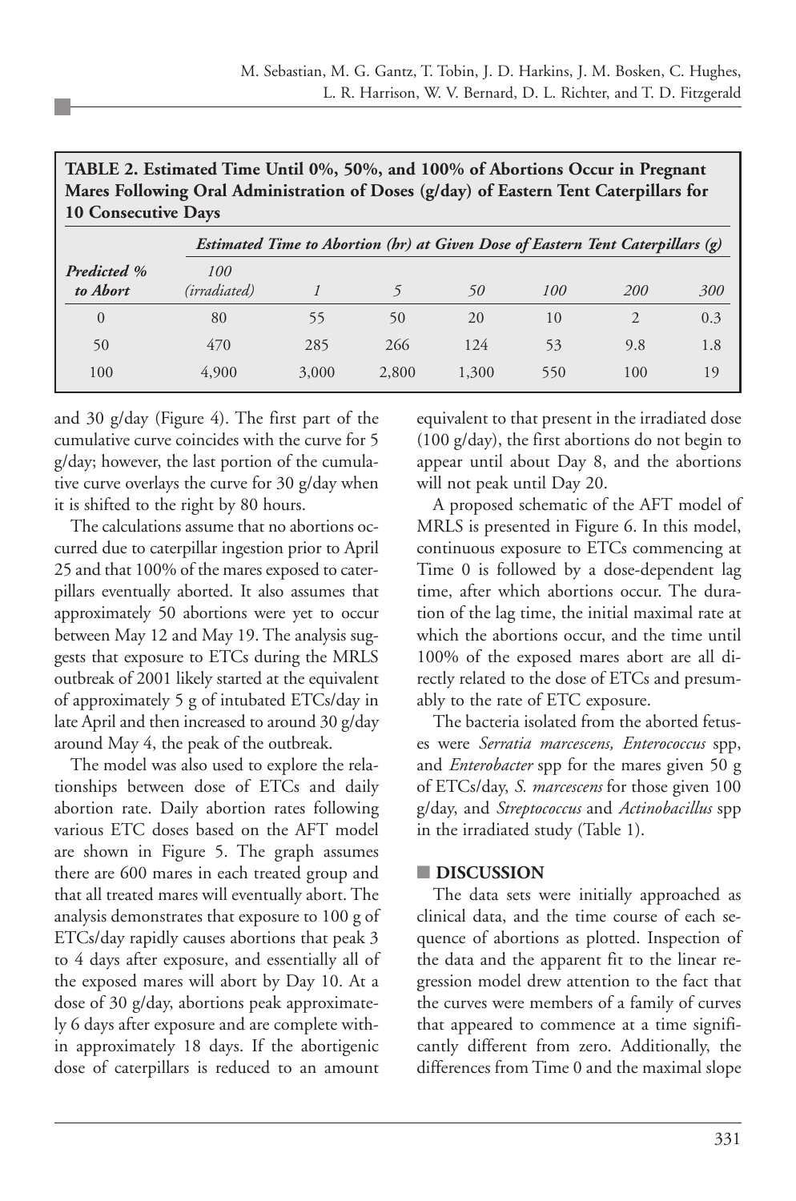**TABLE 2. Estimated Time Until 0%, 50%, and 100% of Abortions Occur in Pregnant Mares Following Oral Administration of Doses (g/day) of Eastern Tent Caterpillars for 10 Consecutive Days**

| | *Estimated Time to Abortion (hr) at Given Dose of Eastern Tent Caterpillars (g)* | | | | | | |
|---|---|---|---|---|---|---|---|
| ***Predicted % to Abort*** | *100 (irradiated)* | *1* | *5* | *50* | *100* | *200* | *300* |
| 0 | 80 | 55 | 50 | 20 | 10 | 2 | 0.3 |
| 50 | 470 | 285 | 266 | 124 | 53 | 9.8 | 1.8 |
| 100 | 4,900 | 3,000 | 2,800 | 1,300 | 550 | 100 | 19 |

and 30 g/day (Figure 4). The first part of the cumulative curve coincides with the curve for 5 g/day; however, the last portion of the cumulative curve overlays the curve for 30 g/day when it is shifted to the right by 80 hours.

The calculations assume that no abortions occurred due to caterpillar ingestion prior to April 25 and that 100% of the mares exposed to caterpillars eventually aborted. It also assumes that approximately 50 abortions were yet to occur between May 12 and May 19. The analysis suggests that exposure to ETCs during the MRLS outbreak of 2001 likely started at the equivalent of approximately 5 g of intubated ETCs/day in late April and then increased to around 30 g/day around May 4, the peak of the outbreak.

The model was also used to explore the relationships between dose of ETCs and daily abortion rate. Daily abortion rates following various ETC doses based on the AFT model are shown in Figure 5. The graph assumes there are 600 mares in each treated group and that all treated mares will eventually abort. The analysis demonstrates that exposure to 100 g of ETCs/day rapidly causes abortions that peak 3 to 4 days after exposure, and essentially all of the exposed mares will abort by Day 10. At a dose of 30 g/day, abortions peak approximately 6 days after exposure and are complete within approximately 18 days. If the abortigenic dose of caterpillars is reduced to an amount equivalent to that present in the irradiated dose (100 g/day), the first abortions do not begin to appear until about Day 8, and the abortions will not peak until Day 20.

A proposed schematic of the AFT model of MRLS is presented in Figure 6. In this model, continuous exposure to ETCs commencing at Time 0 is followed by a dose-dependent lag time, after which abortions occur. The duration of the lag time, the initial maximal rate at which the abortions occur, and the time until 100% of the exposed mares abort are all directly related to the dose of ETCs and presumably to the rate of ETC exposure.

The bacteria isolated from the aborted fetuses were *Serratia marcescens, Enterococcus* spp, and *Enterobacter* spp for the mares given 50 g of ETCs/day, *S. marcescens* for those given 100 g/day, and *Streptococcus* and *Actinobacillus* spp in the irradiated study (Table 1).

## DISCUSSION

The data sets were initially approached as clinical data, and the time course of each sequence of abortions as plotted. Inspection of the data and the apparent fit to the linear regression model drew attention to the fact that the curves were members of a family of curves that appeared to commence at a time significantly different from zero. Additionally, the differences from Time 0 and the maximal slope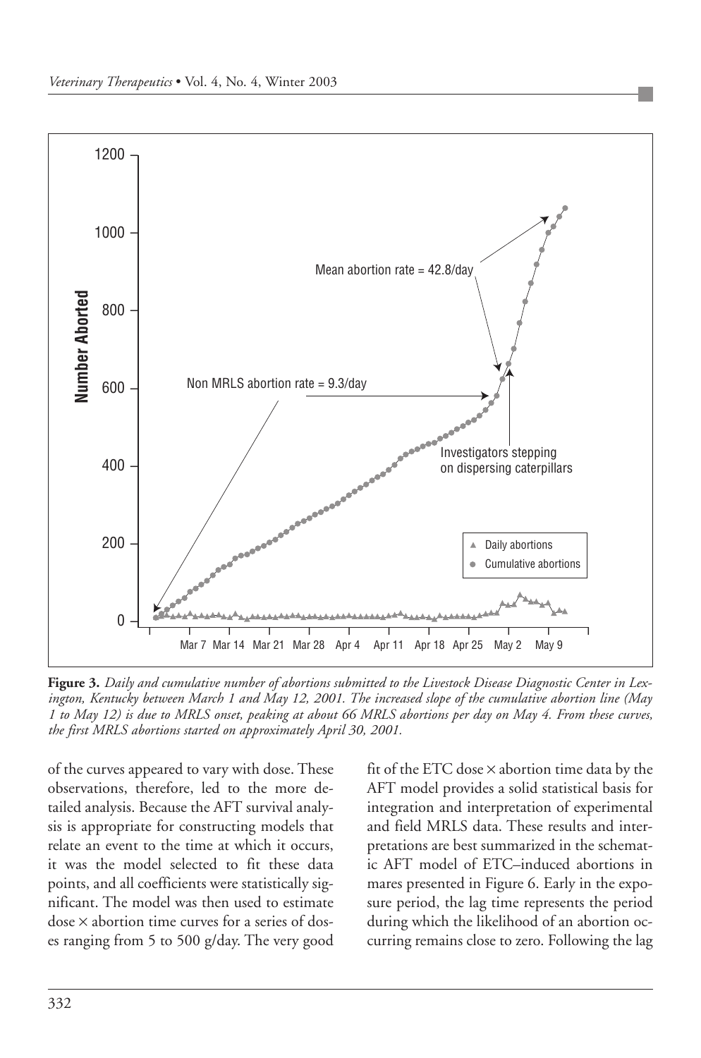**Figure 3.** *Daily and cumulative number of abortions submitted to the Livestock Disease Diagnostic Center in Lexington, Kentucky between March 1 and May 12, 2001. The increased slope of the cumulative abortion line (May 1 to May 12) is due to MRLS onset, peaking at about 66 MRLS abortions per day on May 4. From these curves, the first MRLS abortions started on approximately April 30, 2001.*

of the curves appeared to vary with dose. These observations, therefore, led to the more detailed analysis. Because the AFT survival analysis is appropriate for constructing models that relate an event to the time at which it occurs, it was the model selected to fit these data points, and all coefficients were statistically significant. The model was then used to estimate dose × abortion time curves for a series of doses ranging from 5 to 500 g/day. The very good fit of the ETC dose × abortion time data by the AFT model provides a solid statistical basis for integration and interpretation of experimental and field MRLS data. These results and interpretations are best summarized in the schematic AFT model of ETC–induced abortions in mares presented in Figure 6. Early in the exposure period, the lag time represents the period during which the likelihood of an abortion occurring remains close to zero. Following the lag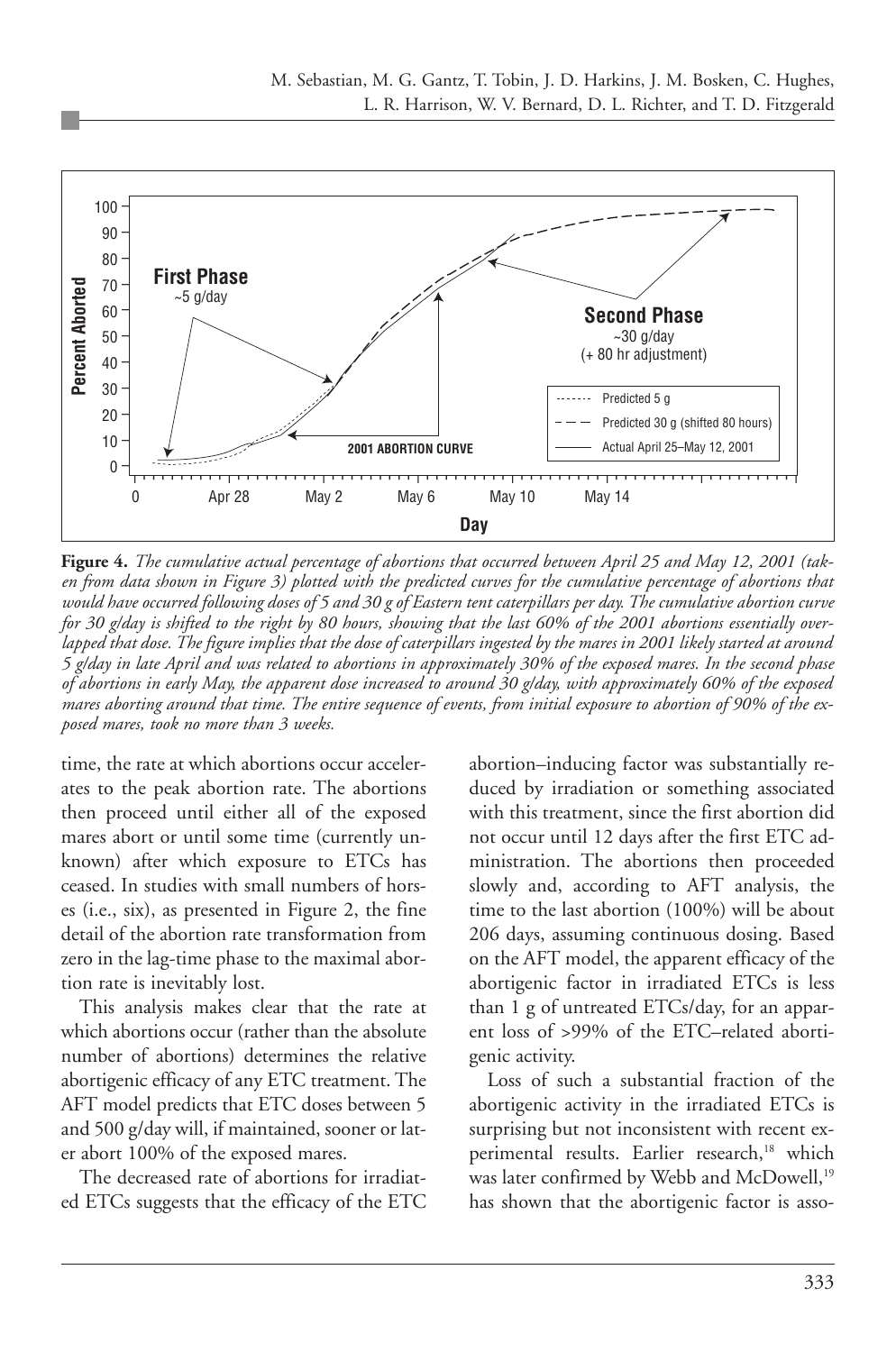**Figure 4.** *The cumulative actual percentage of abortions that occurred between April 25 and May 12, 2001 (taken from data shown in Figure 3) plotted with the predicted curves for the cumulative percentage of abortions that would have occurred following doses of 5 and 30 g of Eastern tent caterpillars per day. The cumulative abortion curve for 30 g/day is shifted to the right by 80 hours, showing that the last 60% of the 2001 abortions essentially overlapped that dose. The figure implies that the dose of caterpillars ingested by the mares in 2001 likely started at around 5 g/day in late April and was related to abortions in approximately 30% of the exposed mares. In the second phase of abortions in early May, the apparent dose increased to around 30 g/day, with approximately 60% of the exposed mares aborting around that time. The entire sequence of events, from initial exposure to abortion of 90% of the exposed mares, took no more than 3 weeks.*

time, the rate at which abortions occur accelerates to the peak abortion rate. The abortions then proceed until either all of the exposed mares abort or until some time (currently unknown) after which exposure to ETCs has ceased. In studies with small numbers of horses (i.e., six), as presented in Figure 2, the fine detail of the abortion rate transformation from zero in the lag-time phase to the maximal abortion rate is inevitably lost.

This analysis makes clear that the rate at which abortions occur (rather than the absolute number of abortions) determines the relative abortigenic efficacy of any ETC treatment. The AFT model predicts that ETC doses between 5 and 500 g/day will, if maintained, sooner or later abort 100% of the exposed mares.

The decreased rate of abortions for irradiated ETCs suggests that the efficacy of the ETC abortion–inducing factor was substantially reduced by irradiation or something associated with this treatment, since the first abortion did not occur until 12 days after the first ETC administration. The abortions then proceeded slowly and, according to AFT analysis, the time to the last abortion (100%) will be about 206 days, assuming continuous dosing. Based on the AFT model, the apparent efficacy of the abortigenic factor in irradiated ETCs is less than 1 g of untreated ETCs/day, for an apparent loss of >99% of the ETC–related abortigenic activity.

Loss of such a substantial fraction of the abortigenic activity in the irradiated ETCs is surprising but not inconsistent with recent experimental results. Earlier research,[18] which was later confirmed by Webb and McDowell,[19] has shown that the abortigenic factor is asso-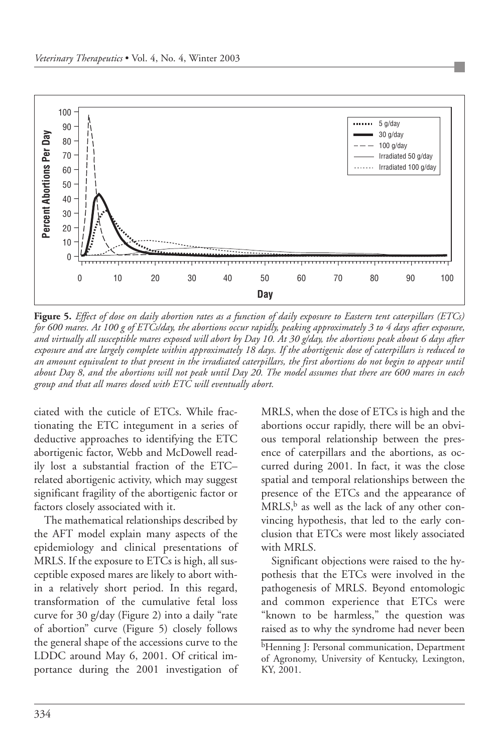**Figure 5.** *Effect of dose on daily abortion rates as a function of daily exposure to Eastern tent caterpillars (ETCs) for 600 mares. At 100 g of ETCs/day, the abortions occur rapidly, peaking approximately 3 to 4 days after exposure, and virtually all susceptible mares exposed will abort by Day 10. At 30 g/day, the abortions peak about 6 days after exposure and are largely complete within approximately 18 days. If the abortigenic dose of caterpillars is reduced to an amount equivalent to that present in the irradiated caterpillars, the first abortions do not begin to appear until about Day 8, and the abortions will not peak until Day 20. The model assumes that there are 600 mares in each group and that all mares dosed with ETC will eventually abort.*

ciated with the cuticle of ETCs. While fractionating the ETC integument in a series of deductive approaches to identifying the ETC abortigenic factor, Webb and McDowell readily lost a substantial fraction of the ETC–related abortigenic activity, which may suggest significant fragility of the abortigenic factor or factors closely associated with it.

The mathematical relationships described by the AFT model explain many aspects of the epidemiology and clinical presentations of MRLS. If the exposure to ETCs is high, all susceptible exposed mares are likely to abort within a relatively short period. In this regard, transformation of the cumulative fetal loss curve for 30 g/day (Figure 2) into a daily "rate of abortion" curve (Figure 5) closely follows the general shape of the accessions curve to the LDDC around May 6, 2001. Of critical importance during the 2001 investigation of MRLS, when the dose of ETCs is high and the abortions occur rapidly, there will be an obvious temporal relationship between the presence of caterpillars and the abortions, as occurred during 2001. In fact, it was the close spatial and temporal relationships between the presence of the ETCs and the appearance of MRLS,[b] as well as the lack of any other convincing hypothesis, that led to the early conclusion that ETCs were most likely associated with MRLS.

Significant objections were raised to the hypothesis that the ETCs were involved in the pathogenesis of MRLS. Beyond entomologic and common experience that ETCs were "known to be harmless," the question was raised as to why the syndrome had never been

[b]Henning J: Personal communication, Department of Agronomy, University of Kentucky, Lexington, KY, 2001.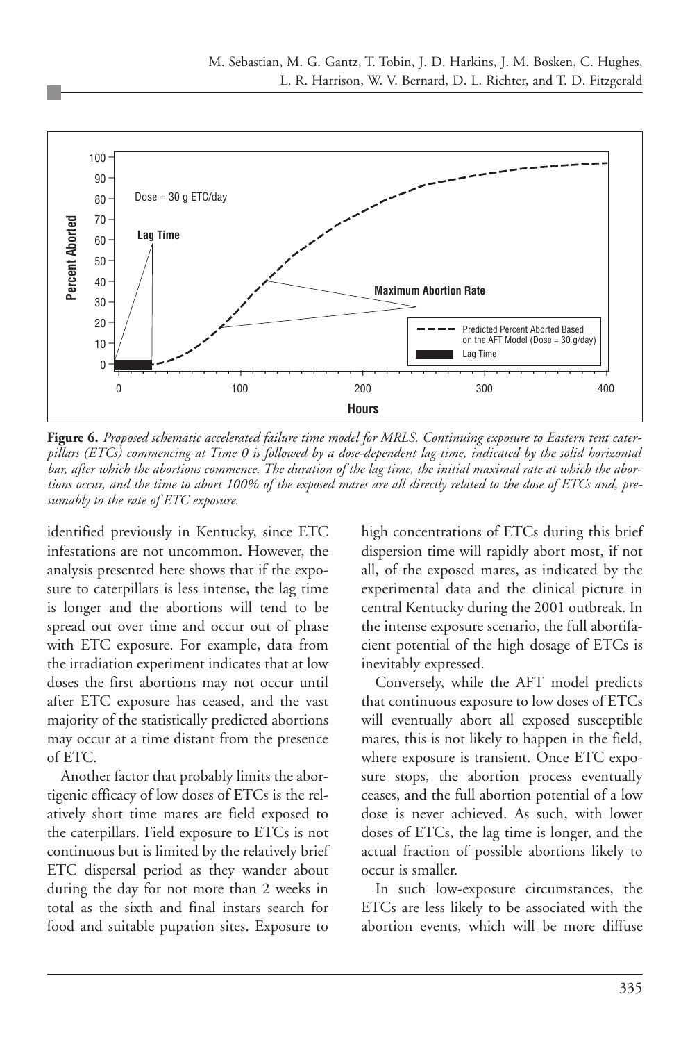**Figure 6.** *Proposed schematic accelerated failure time model for MRLS. Continuing exposure to Eastern tent caterpillars (ETCs) commencing at Time 0 is followed by a dose-dependent lag time, indicated by the solid horizontal bar, after which the abortions commence. The duration of the lag time, the initial maximal rate at which the abortions occur, and the time to abort 100% of the exposed mares are all directly related to the dose of ETCs and, presumably to the rate of ETC exposure.*

identified previously in Kentucky, since ETC infestations are not uncommon. However, the analysis presented here shows that if the exposure to caterpillars is less intense, the lag time is longer and the abortions will tend to be spread out over time and occur out of phase with ETC exposure. For example, data from the irradiation experiment indicates that at low doses the first abortions may not occur until after ETC exposure has ceased, and the vast majority of the statistically predicted abortions may occur at a time distant from the presence of ETC.

Another factor that probably limits the abortigenic efficacy of low doses of ETCs is the relatively short time mares are field exposed to the caterpillars. Field exposure to ETCs is not continuous but is limited by the relatively brief ETC dispersal period as they wander about during the day for not more than 2 weeks in total as the sixth and final instars search for food and suitable pupation sites. Exposure to high concentrations of ETCs during this brief dispersion time will rapidly abort most, if not all, of the exposed mares, as indicated by the experimental data and the clinical picture in central Kentucky during the 2001 outbreak. In the intense exposure scenario, the full abortifacient potential of the high dosage of ETCs is inevitably expressed.

Conversely, while the AFT model predicts that continuous exposure to low doses of ETCs will eventually abort all exposed susceptible mares, this is not likely to happen in the field, where exposure is transient. Once ETC exposure stops, the abortion process eventually ceases, and the full abortion potential of a low dose is never achieved. As such, with lower doses of ETCs, the lag time is longer, and the actual fraction of possible abortions likely to occur is smaller.

In such low-exposure circumstances, the ETCs are less likely to be associated with the abortion events, which will be more diffuse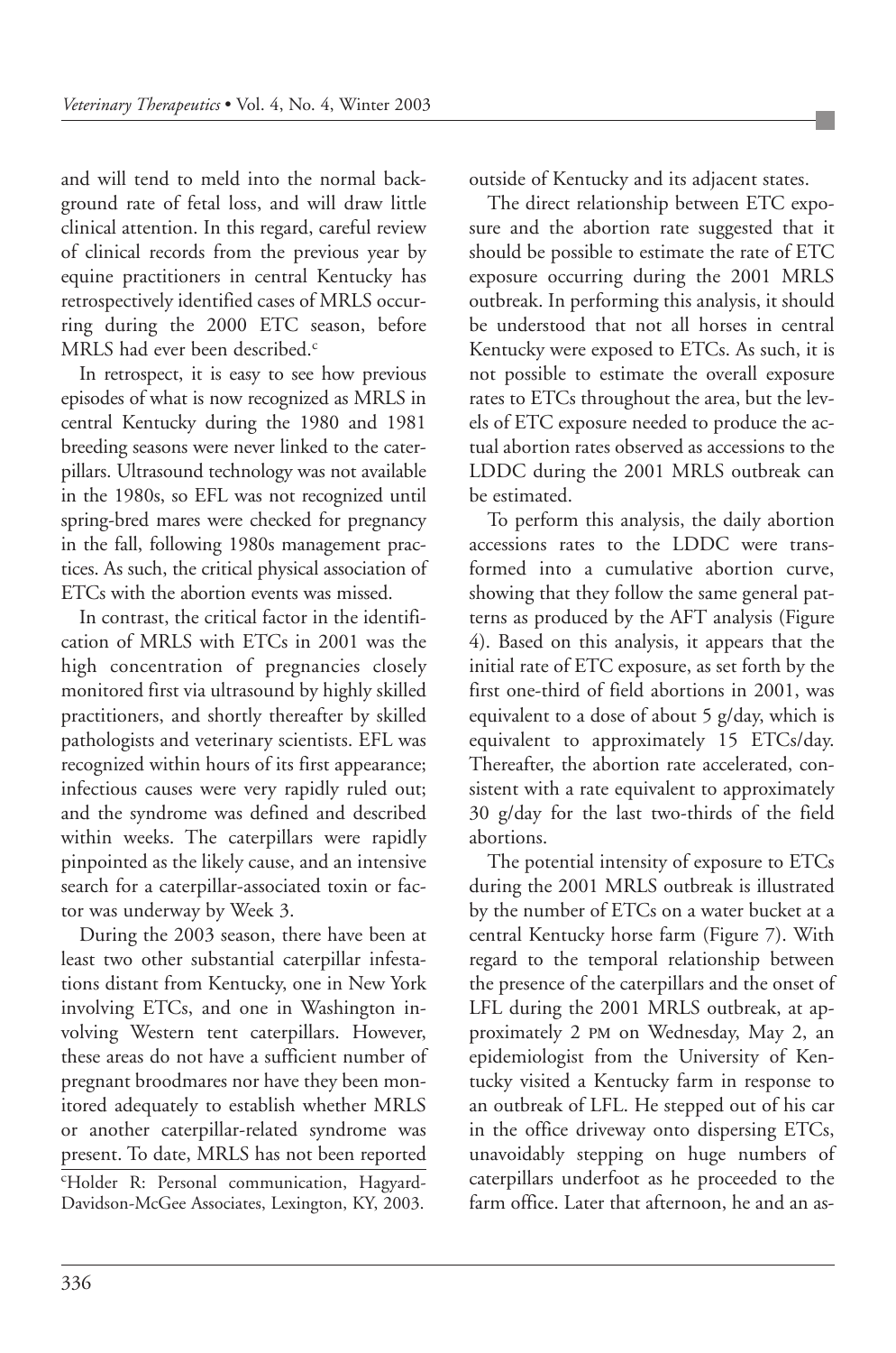and will tend to meld into the normal background rate of fetal loss, and will draw little clinical attention. In this regard, careful review of clinical records from the previous year by equine practitioners in central Kentucky has retrospectively identified cases of MRLS occurring during the 2000 ETC season, before MRLS had ever been described.[c]

In retrospect, it is easy to see how previous episodes of what is now recognized as MRLS in central Kentucky during the 1980 and 1981 breeding seasons were never linked to the caterpillars. Ultrasound technology was not available in the 1980s, so EFL was not recognized until spring-bred mares were checked for pregnancy in the fall, following 1980s management practices. As such, the critical physical association of ETCs with the abortion events was missed.

In contrast, the critical factor in the identification of MRLS with ETCs in 2001 was the high concentration of pregnancies closely monitored first via ultrasound by highly skilled practitioners, and shortly thereafter by skilled pathologists and veterinary scientists. EFL was recognized within hours of its first appearance; infectious causes were very rapidly ruled out; and the syndrome was defined and described within weeks. The caterpillars were rapidly pinpointed as the likely cause, and an intensive search for a caterpillar-associated toxin or factor was underway by Week 3.

During the 2003 season, there have been at least two other substantial caterpillar infestations distant from Kentucky, one in New York involving ETCs, and one in Washington involving Western tent caterpillars. However, these areas do not have a sufficient number of pregnant broodmares nor have they been monitored adequately to establish whether MRLS or another caterpillar-related syndrome was present. To date, MRLS has not been reported outside of Kentucky and its adjacent states.

The direct relationship between ETC exposure and the abortion rate suggested that it should be possible to estimate the rate of ETC exposure occurring during the 2001 MRLS outbreak. In performing this analysis, it should be understood that not all horses in central Kentucky were exposed to ETCs. As such, it is not possible to estimate the overall exposure rates to ETCs throughout the area, but the levels of ETC exposure needed to produce the actual abortion rates observed as accessions to the LDDC during the 2001 MRLS outbreak can be estimated.

To perform this analysis, the daily abortion accessions rates to the LDDC were transformed into a cumulative abortion curve, showing that they follow the same general patterns as produced by the AFT analysis (Figure 4). Based on this analysis, it appears that the initial rate of ETC exposure, as set forth by the first one-third of field abortions in 2001, was equivalent to a dose of about 5 g/day, which is equivalent to approximately 15 ETCs/day. Thereafter, the abortion rate accelerated, consistent with a rate equivalent to approximately 30 g/day for the last two-thirds of the field abortions.

The potential intensity of exposure to ETCs during the 2001 MRLS outbreak is illustrated by the number of ETCs on a water bucket at a central Kentucky horse farm (Figure 7). With regard to the temporal relationship between the presence of the caterpillars and the onset of LFL during the 2001 MRLS outbreak, at approximately 2 PM on Wednesday, May 2, an epidemiologist from the University of Kentucky visited a Kentucky farm in response to an outbreak of LFL. He stepped out of his car in the office driveway onto dispersing ETCs, unavoidably stepping on huge numbers of caterpillars underfoot as he proceeded to the farm office. Later that afternoon, he and an as-

[c]Holder R: Personal communication, Hagyard-Davidson-McGee Associates, Lexington, KY, 2003.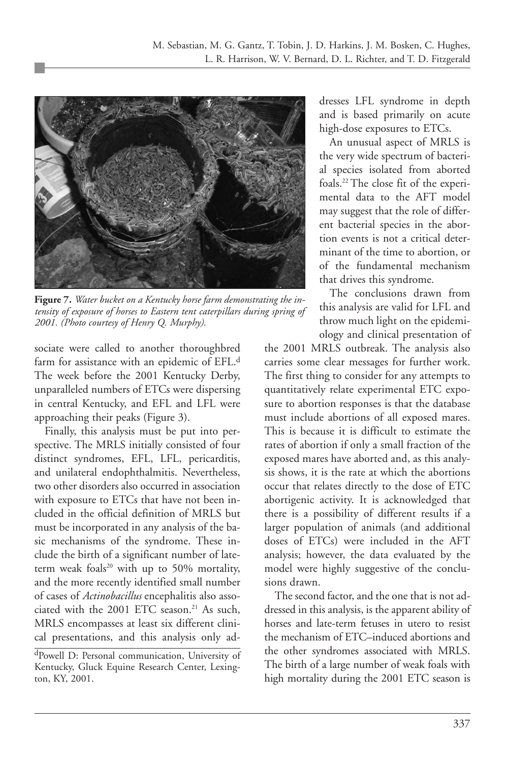**Figure 7.** *Water bucket on a Kentucky horse farm demonstrating the intensity of exposure of horses to Eastern tent caterpillars during spring of 2001. (Photo courtesy of Henry Q. Murphy).*

sociate were called to another thoroughbred farm for assistance with an epidemic of EFL.[d] The week before the 2001 Kentucky Derby, unparalleled numbers of ETCs were dispersing in central Kentucky, and EFL and LFL were approaching their peaks (Figure 3).

Finally, this analysis must be put into perspective. The MRLS initially consisted of four distinct syndromes, EFL, LFL, pericarditis, and unilateral endophthalmitis. Nevertheless, two other disorders also occurred in association with exposure to ETCs that have not been included in the official definition of MRLS but must be incorporated in any analysis of the basic mechanisms of the syndrome. These include the birth of a significant number of late-term weak foals[20] with up to 50% mortality, and the more recently identified small number of cases of *Actinobacillus* encephalitis also associated with the 2001 ETC season.[21] As such, MRLS encompasses at least six different clinical presentations, and this analysis only addresses LFL syndrome in depth and is based primarily on acute high-dose exposures to ETCs.

An unusual aspect of MRLS is the very wide spectrum of bacterial species isolated from aborted foals.[22] The close fit of the experimental data to the AFT model may suggest that the role of different bacterial species in the abortion events is not a critical determinant of the time to abortion, or of the fundamental mechanism that drives this syndrome.

The conclusions drawn from this analysis are valid for LFL and throw much light on the epidemiology and clinical presentation of the 2001 MRLS outbreak. The analysis also carries some clear messages for further work. The first thing to consider for any attempts to quantitatively relate experimental ETC exposure to abortion responses is that the database must include abortions of all exposed mares. This is because it is difficult to estimate the rates of abortion if only a small fraction of the exposed mares have aborted and, as this analysis shows, it is the rate at which the abortions occur that relates directly to the dose of ETC abortigenic activity. It is acknowledged that there is a possibility of different results if a larger population of animals (and additional doses of ETCs) were included in the AFT analysis; however, the data evaluated by the model were highly suggestive of the conclusions drawn.

The second factor, and the one that is not addressed in this analysis, is the apparent ability of horses and late-term fetuses in utero to resist the mechanism of ETC–induced abortions and the other syndromes associated with MRLS. The birth of a large number of weak foals with high mortality during the 2001 ETC season is

[d]Powell D: Personal communication, University of Kentucky, Gluck Equine Research Center, Lexington, KY, 2001.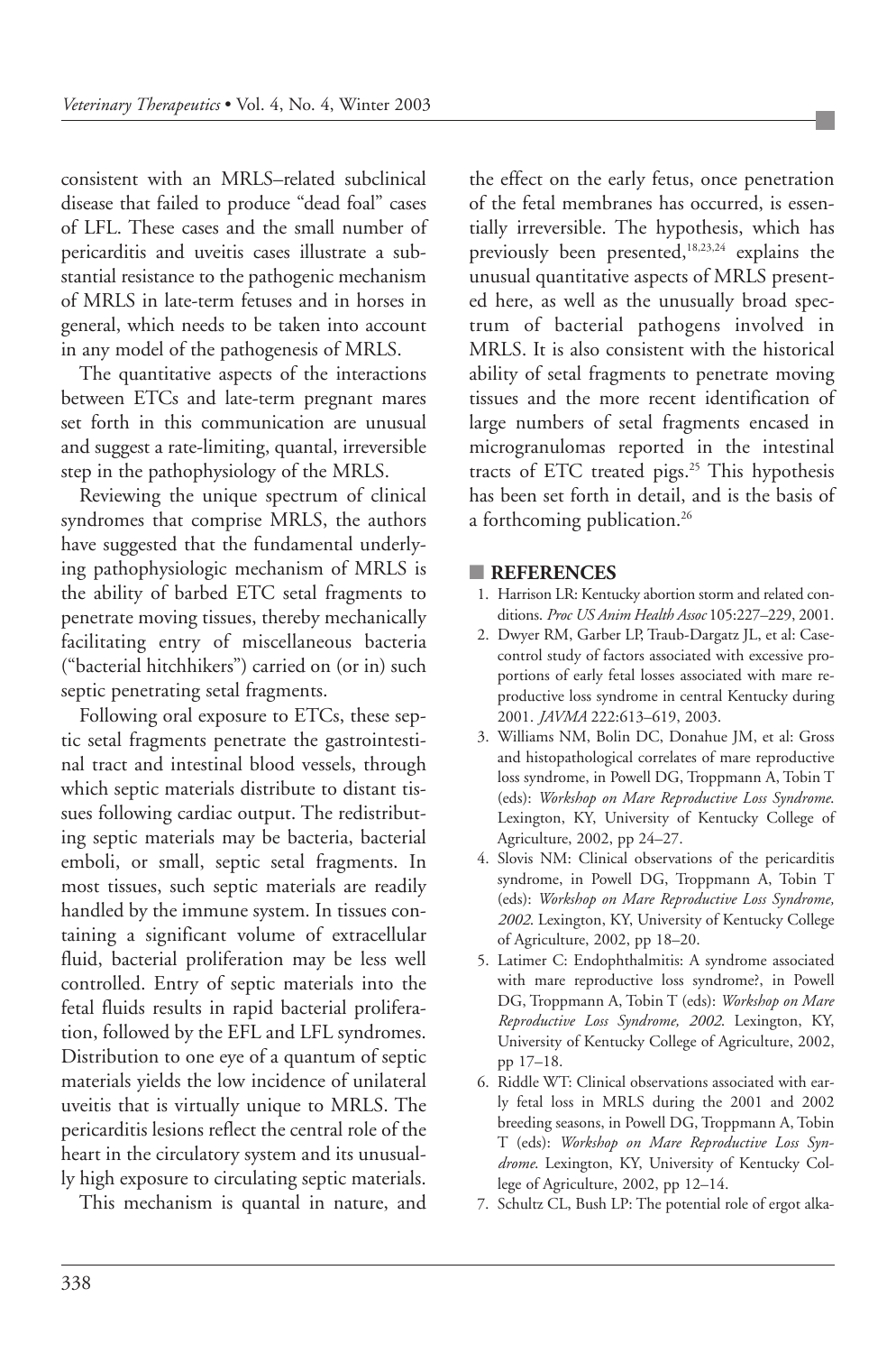consistent with an MRLS–related subclinical disease that failed to produce "dead foal" cases of LFL. These cases and the small number of pericarditis and uveitis cases illustrate a substantial resistance to the pathogenic mechanism of MRLS in late-term fetuses and in horses in general, which needs to be taken into account in any model of the pathogenesis of MRLS.

The quantitative aspects of the interactions between ETCs and late-term pregnant mares set forth in this communication are unusual and suggest a rate-limiting, quantal, irreversible step in the pathophysiology of the MRLS.

Reviewing the unique spectrum of clinical syndromes that comprise MRLS, the authors have suggested that the fundamental underlying pathophysiologic mechanism of MRLS is the ability of barbed ETC setal fragments to penetrate moving tissues, thereby mechanically facilitating entry of miscellaneous bacteria ("bacterial hitchhikers") carried on (or in) such septic penetrating setal fragments.

Following oral exposure to ETCs, these septic setal fragments penetrate the gastrointestinal tract and intestinal blood vessels, through which septic materials distribute to distant tissues following cardiac output. The redistributing septic materials may be bacteria, bacterial emboli, or small, septic setal fragments. In most tissues, such septic materials are readily handled by the immune system. In tissues containing a significant volume of extracellular fluid, bacterial proliferation may be less well controlled. Entry of septic materials into the fetal fluids results in rapid bacterial proliferation, followed by the EFL and LFL syndromes. Distribution to one eye of a quantum of septic materials yields the low incidence of unilateral uveitis that is virtually unique to MRLS. The pericarditis lesions reflect the central role of the heart in the circulatory system and its unusually high exposure to circulating septic materials.

This mechanism is quantal in nature, and the effect on the early fetus, once penetration of the fetal membranes has occurred, is essentially irreversible. The hypothesis, which has previously been presented,[18,23,24] explains the unusual quantitative aspects of MRLS presented here, as well as the unusually broad spectrum of bacterial pathogens involved in MRLS. It is also consistent with the historical ability of setal fragments to penetrate moving tissues and the more recent identification of large numbers of setal fragments encased in microgranulomas reported in the intestinal tracts of ETC treated pigs.[25] This hypothesis has been set forth in detail, and is the basis of a forthcoming publication.[26]

## REFERENCES

1. Harrison LR: Kentucky abortion storm and related conditions. *Proc US Anim Health Assoc* 105:227–229, 2001.
2. Dwyer RM, Garber LP, Traub-Dargatz JL, et al: Case-control study of factors associated with excessive proportions of early fetal losses associated with mare reproductive loss syndrome in central Kentucky during 2001. *JAVMA* 222:613–619, 2003.
3. Williams NM, Bolin DC, Donahue JM, et al: Gross and histopathological correlates of mare reproductive loss syndrome, in Powell DG, Troppmann A, Tobin T (eds): *Workshop on Mare Reproductive Loss Syndrome.* Lexington, KY, University of Kentucky College of Agriculture, 2002, pp 24–27.
4. Slovis NM: Clinical observations of the pericarditis syndrome, in Powell DG, Troppmann A, Tobin T (eds): *Workshop on Mare Reproductive Loss Syndrome, 2002.* Lexington, KY, University of Kentucky College of Agriculture, 2002, pp 18–20.
5. Latimer C: Endophthalmitis: A syndrome associated with mare reproductive loss syndrome?, in Powell DG, Troppmann A, Tobin T (eds): *Workshop on Mare Reproductive Loss Syndrome, 2002.* Lexington, KY, University of Kentucky College of Agriculture, 2002, pp 17–18.
6. Riddle WT: Clinical observations associated with early fetal loss in MRLS during the 2001 and 2002 breeding seasons, in Powell DG, Troppmann A, Tobin T (eds): *Workshop on Mare Reproductive Loss Syndrome.* Lexington, KY, University of Kentucky College of Agriculture, 2002, pp 12–14.
7. Schultz CL, Bush LP: The potential role of ergot alka-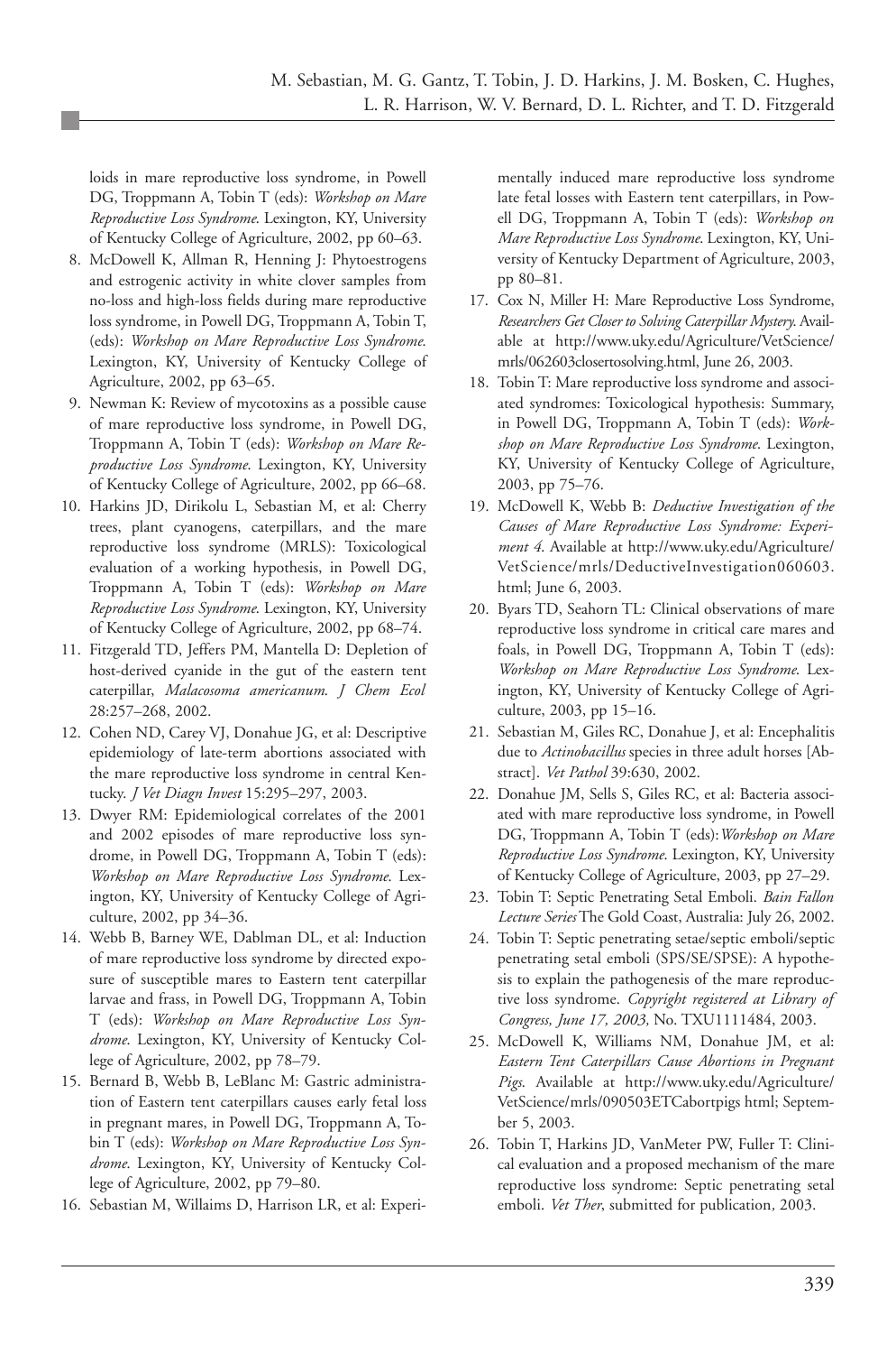loids in mare reproductive loss syndrome, in Powell DG, Troppmann A, Tobin T (eds): *Workshop on Mare Reproductive Loss Syndrome*. Lexington, KY, University of Kentucky College of Agriculture, 2002, pp 60–63.

8. McDowell K, Allman R, Henning J: Phytoestrogens and estrogenic activity in white clover samples from no-loss and high-loss fields during mare reproductive loss syndrome, in Powell DG, Troppmann A, Tobin T, (eds): *Workshop on Mare Reproductive Loss Syndrome*. Lexington, KY, University of Kentucky College of Agriculture, 2002, pp 63–65.
9. Newman K: Review of mycotoxins as a possible cause of mare reproductive loss syndrome, in Powell DG, Troppmann A, Tobin T (eds): *Workshop on Mare Reproductive Loss Syndrome*. Lexington, KY, University of Kentucky College of Agriculture, 2002, pp 66–68.
10. Harkins JD, Dirikolu L, Sebastian M, et al: Cherry trees, plant cyanogens, caterpillars, and the mare reproductive loss syndrome (MRLS): Toxicological evaluation of a working hypothesis, in Powell DG, Troppmann A, Tobin T (eds): *Workshop on Mare Reproductive Loss Syndrome*. Lexington, KY, University of Kentucky College of Agriculture, 2002, pp 68–74.
11. Fitzgerald TD, Jeffers PM, Mantella D: Depletion of host-derived cyanide in the gut of the eastern tent caterpillar, *Malacosoma americanum*. *J Chem Ecol* 28:257–268, 2002.
12. Cohen ND, Carey VJ, Donahue JG, et al: Descriptive epidemiology of late-term abortions associated with the mare reproductive loss syndrome in central Kentucky. *J Vet Diagn Invest* 15:295–297, 2003.
13. Dwyer RM: Epidemiological correlates of the 2001 and 2002 episodes of mare reproductive loss syndrome, in Powell DG, Troppmann A, Tobin T (eds): *Workshop on Mare Reproductive Loss Syndrome*. Lexington, KY, University of Kentucky College of Agriculture, 2002, pp 34–36.
14. Webb B, Barney WE, Dablman DL, et al: Induction of mare reproductive loss syndrome by directed exposure of susceptible mares to Eastern tent caterpillar larvae and frass, in Powell DG, Troppmann A, Tobin T (eds): *Workshop on Mare Reproductive Loss Syndrome*. Lexington, KY, University of Kentucky College of Agriculture, 2002, pp 78–79.
15. Bernard B, Webb B, LeBlanc M: Gastric administration of Eastern tent caterpillars causes early fetal loss in pregnant mares, in Powell DG, Troppmann A, Tobin T (eds): *Workshop on Mare Reproductive Loss Syndrome*. Lexington, KY, University of Kentucky College of Agriculture, 2002, pp 79–80.
16. Sebastian M, Willaims D, Harrison LR, et al: Experimentally induced mare reproductive loss syndrome late fetal losses with Eastern tent caterpillars, in Powell DG, Troppmann A, Tobin T (eds): *Workshop on Mare Reproductive Loss Syndrome*. Lexington, KY, University of Kentucky Department of Agriculture, 2003, pp 80–81.
17. Cox N, Miller H: Mare Reproductive Loss Syndrome, *Researchers Get Closer to Solving Caterpillar Mystery*. Available at http://www.uky.edu/Agriculture/VetScience/mrls/062603closertosolving.html, June 26, 2003.
18. Tobin T: Mare reproductive loss syndrome and associated syndromes: Toxicological hypothesis: Summary, in Powell DG, Troppmann A, Tobin T (eds): *Workshop on Mare Reproductive Loss Syndrome*. Lexington, KY, University of Kentucky College of Agriculture, 2003, pp 75–76.
19. McDowell K, Webb B: *Deductive Investigation of the Causes of Mare Reproductive Loss Syndrome: Experiment 4*. Available at http://www.uky.edu/Agriculture/VetScience/mrls/DeductiveInvestigation060603.html; June 6, 2003.
20. Byars TD, Seahorn TL: Clinical observations of mare reproductive loss syndrome in critical care mares and foals, in Powell DG, Troppmann A, Tobin T (eds): *Workshop on Mare Reproductive Loss Syndrome*. Lexington, KY, University of Kentucky College of Agriculture, 2003, pp 15–16.
21. Sebastian M, Giles RC, Donahue J, et al: Encephalitis due to *Actinobacillus* species in three adult horses [Abstract]. *Vet Pathol* 39:630, 2002.
22. Donahue JM, Sells S, Giles RC, et al: Bacteria associated with mare reproductive loss syndrome, in Powell DG, Troppmann A, Tobin T (eds): *Workshop on Mare Reproductive Loss Syndrome*. Lexington, KY, University of Kentucky College of Agriculture, 2003, pp 27–29.
23. Tobin T: Septic Penetrating Setal Emboli. *Bain Fallon Lecture Series* The Gold Coast, Australia: July 26, 2002.
24. Tobin T: Septic penetrating setae/septic emboli/septic penetrating setal emboli (SPS/SE/SPSE): A hypothesis to explain the pathogenesis of the mare reproductive loss syndrome. *Copyright registered at Library of Congress, June 17, 2003,* No. TXU1111484, 2003.
25. McDowell K, Williams NM, Donahue JM, et al: *Eastern Tent Caterpillars Cause Abortions in Pregnant Pigs*. Available at http://www.uky.edu/Agriculture/VetScience/mrls/090503ETCabortpigs html; September 5, 2003.
26. Tobin T, Harkins JD, VanMeter PW, Fuller T: Clinical evaluation and a proposed mechanism of the mare reproductive loss syndrome: Septic penetrating setal emboli. *Vet Ther*, submitted for publication, 2003.